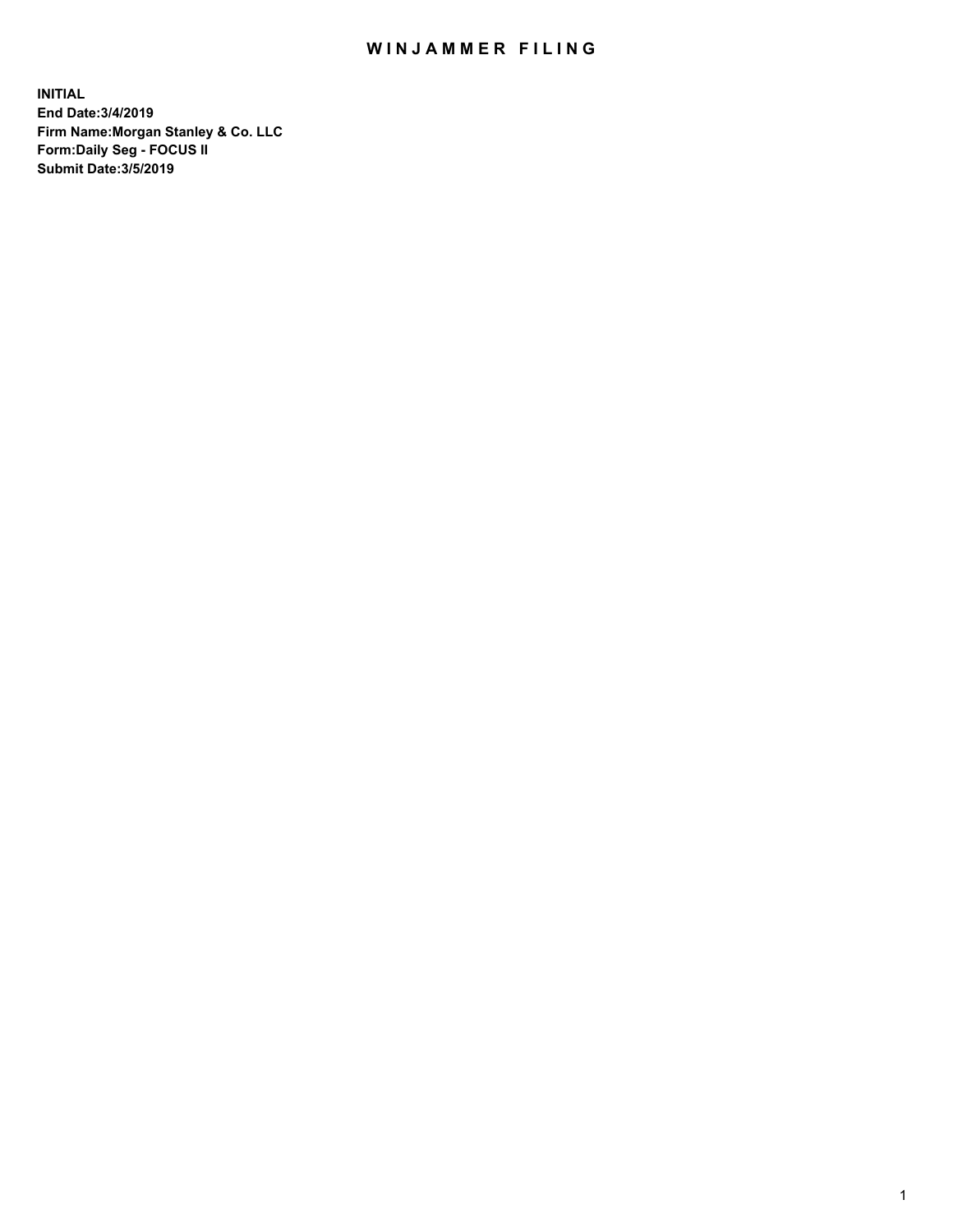# WINJAMMER FILING

**INITIAL**
**End Date:3/4/2019**
**Firm Name:Morgan Stanley & Co. LLC**
**Form:Daily Seg - FOCUS II**
**Submit Date:3/5/2019**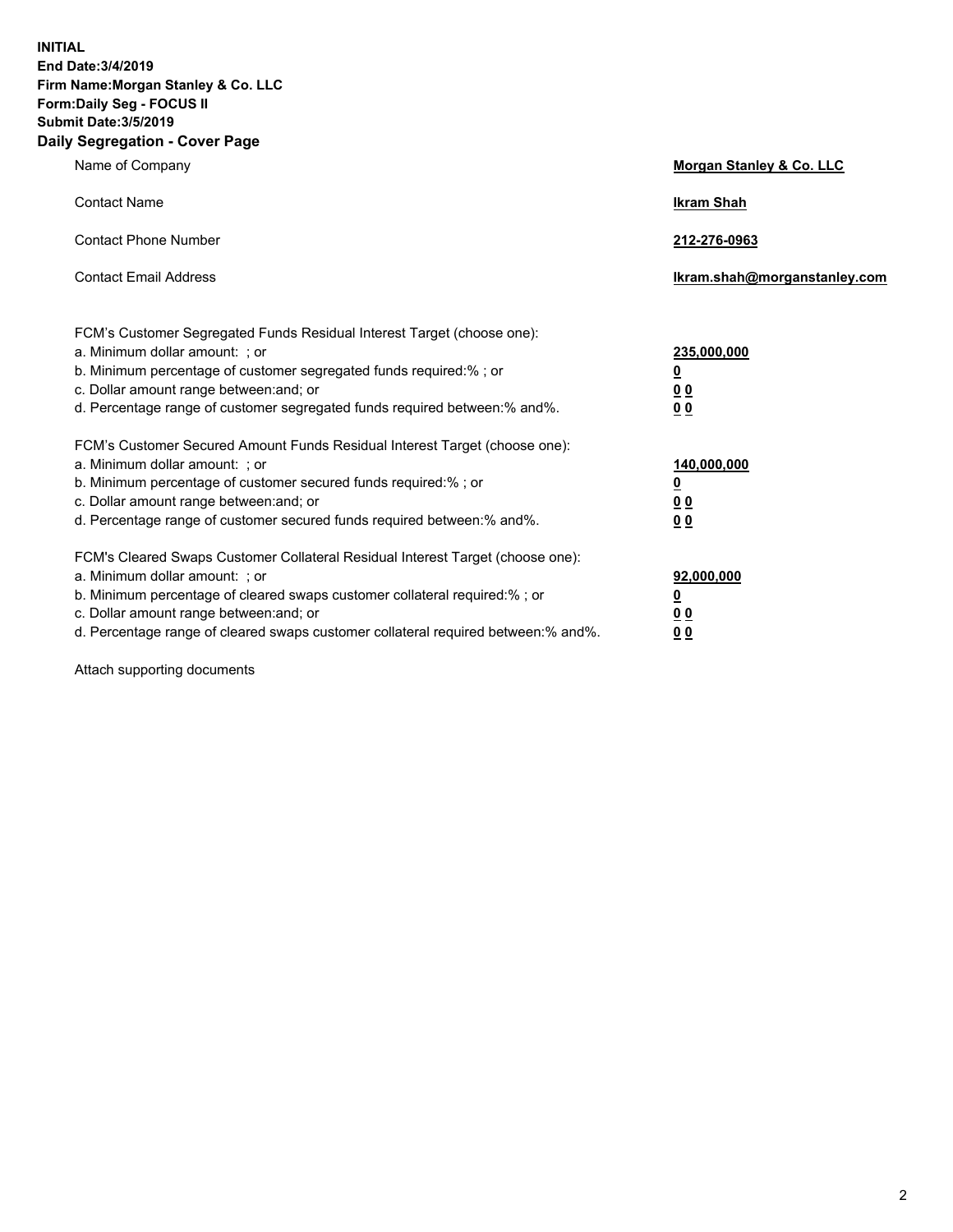**INITIAL**
**End Date:3/4/2019**
**Firm Name:Morgan Stanley & Co. LLC**
**Form:Daily Seg - FOCUS II**
**Submit Date:3/5/2019**

## Daily Segregation - Cover Page

| | |
|---|---|
| Name of Company | **Morgan Stanley & Co. LLC** |
| Contact Name | **Ikram Shah** |
| Contact Phone Number | **212-276-0963** |
| Contact Email Address | **Ikram.shah@morganstanley.com** |

| | |
|---|---|
| FCM's Customer Segregated Funds Residual Interest Target (choose one): | |
| a. Minimum dollar amount: ; or | **235,000,000** |
| b. Minimum percentage of customer segregated funds required:% ; or | **0** |
| c. Dollar amount range between:and; or | **0 0** |
| d. Percentage range of customer segregated funds required between:% and%. | **0 0** |
| FCM's Customer Secured Amount Funds Residual Interest Target (choose one): | |
| a. Minimum dollar amount: ; or | **140,000,000** |
| b. Minimum percentage of customer secured funds required:% ; or | **0** |
| c. Dollar amount range between:and; or | **0 0** |
| d. Percentage range of customer secured funds required between:% and%. | **0 0** |
| FCM's Cleared Swaps Customer Collateral Residual Interest Target (choose one): | |
| a. Minimum dollar amount: ; or | **92,000,000** |
| b. Minimum percentage of cleared swaps customer collateral required:% ; or | **0** |
| c. Dollar amount range between:and; or | **0 0** |
| d. Percentage range of cleared swaps customer collateral required between:% and%. | **0 0** |

Attach supporting documents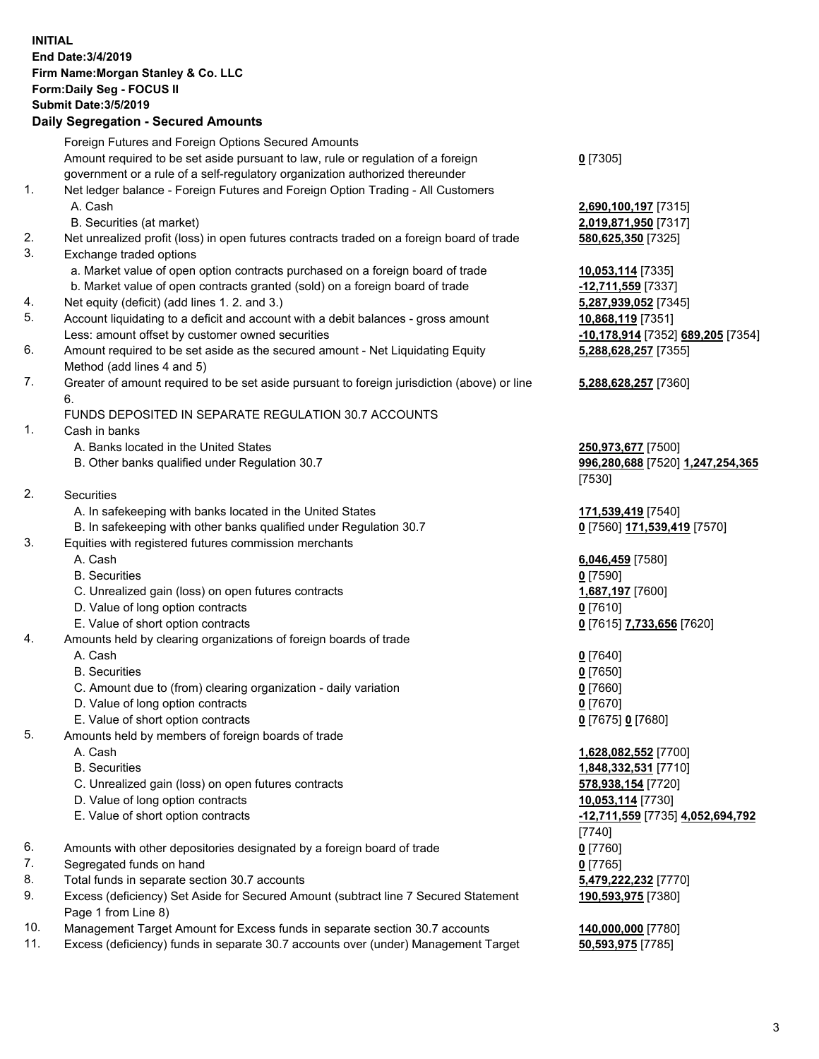**INITIAL**
**End Date:3/4/2019**
**Firm Name:Morgan Stanley & Co. LLC**
**Form:Daily Seg - FOCUS II**
**Submit Date:3/5/2019**

**Daily Segregation - Secured Amounts**

| | | |
|---|---|---|
| | Foreign Futures and Foreign Options Secured Amounts | |
| | Amount required to be set aside pursuant to law, rule or regulation of a foreign government or a rule of a self-regulatory organization authorized thereunder | **0** [7305] |
| 1. | Net ledger balance - Foreign Futures and Foreign Option Trading - All Customers | |
| | A. Cash | **2,690,100,197** [7315] |
| | B. Securities (at market) | **2,019,871,950** [7317] |
| 2. | Net unrealized profit (loss) in open futures contracts traded on a foreign board of trade | **580,625,350** [7325] |
| 3. | Exchange traded options | |
| | a. Market value of open option contracts purchased on a foreign board of trade | **10,053,114** [7335] |
| | b. Market value of open contracts granted (sold) on a foreign board of trade | **-12,711,559** [7337] |
| 4. | Net equity (deficit) (add lines 1. 2. and 3.) | **5,287,939,052** [7345] |
| 5. | Account liquidating to a deficit and account with a debit balances - gross amount | **10,868,119** [7351] |
| | Less: amount offset by customer owned securities | **-10,178,914** [7352] **689,205** [7354] |
| 6. | Amount required to be set aside as the secured amount - Net Liquidating Equity Method (add lines 4 and 5) | **5,288,628,257** [7355] |
| 7. | Greater of amount required to be set aside pursuant to foreign jurisdiction (above) or line 6. | **5,288,628,257** [7360] |
| | FUNDS DEPOSITED IN SEPARATE REGULATION 30.7 ACCOUNTS | |
| 1. | Cash in banks | |
| | A. Banks located in the United States | **250,973,677** [7500] |
| | B. Other banks qualified under Regulation 30.7 | **996,280,688** [7520] **1,247,254,365** [7530] |
| 2. | Securities | |
| | A. In safekeeping with banks located in the United States | **171,539,419** [7540] |
| | B. In safekeeping with other banks qualified under Regulation 30.7 | **0** [7560] **171,539,419** [7570] |
| 3. | Equities with registered futures commission merchants | |
| | A. Cash | **6,046,459** [7580] |
| | B. Securities | **0** [7590] |
| | C. Unrealized gain (loss) on open futures contracts | **1,687,197** [7600] |
| | D. Value of long option contracts | **0** [7610] |
| | E. Value of short option contracts | **0** [7615] **7,733,656** [7620] |
| 4. | Amounts held by clearing organizations of foreign boards of trade | |
| | A. Cash | **0** [7640] |
| | B. Securities | **0** [7650] |
| | C. Amount due to (from) clearing organization - daily variation | **0** [7660] |
| | D. Value of long option contracts | **0** [7670] |
| | E. Value of short option contracts | **0** [7675] **0** [7680] |
| 5. | Amounts held by members of foreign boards of trade | |
| | A. Cash | **1,628,082,552** [7700] |
| | B. Securities | **1,848,332,531** [7710] |
| | C. Unrealized gain (loss) on open futures contracts | **578,938,154** [7720] |
| | D. Value of long option contracts | **10,053,114** [7730] |
| | E. Value of short option contracts | **-12,711,559** [7735] **4,052,694,792** [7740] |
| 6. | Amounts with other depositories designated by a foreign board of trade | **0** [7760] |
| 7. | Segregated funds on hand | **0** [7765] |
| 8. | Total funds in separate section 30.7 accounts | **5,479,222,232** [7770] |
| 9. | Excess (deficiency) Set Aside for Secured Amount (subtract line 7 Secured Statement Page 1 from Line 8) | **190,593,975** [7380] |
| 10. | Management Target Amount for Excess funds in separate section 30.7 accounts | **140,000,000** [7780] |
| 11. | Excess (deficiency) funds in separate 30.7 accounts over (under) Management Target | **50,593,975** [7785] |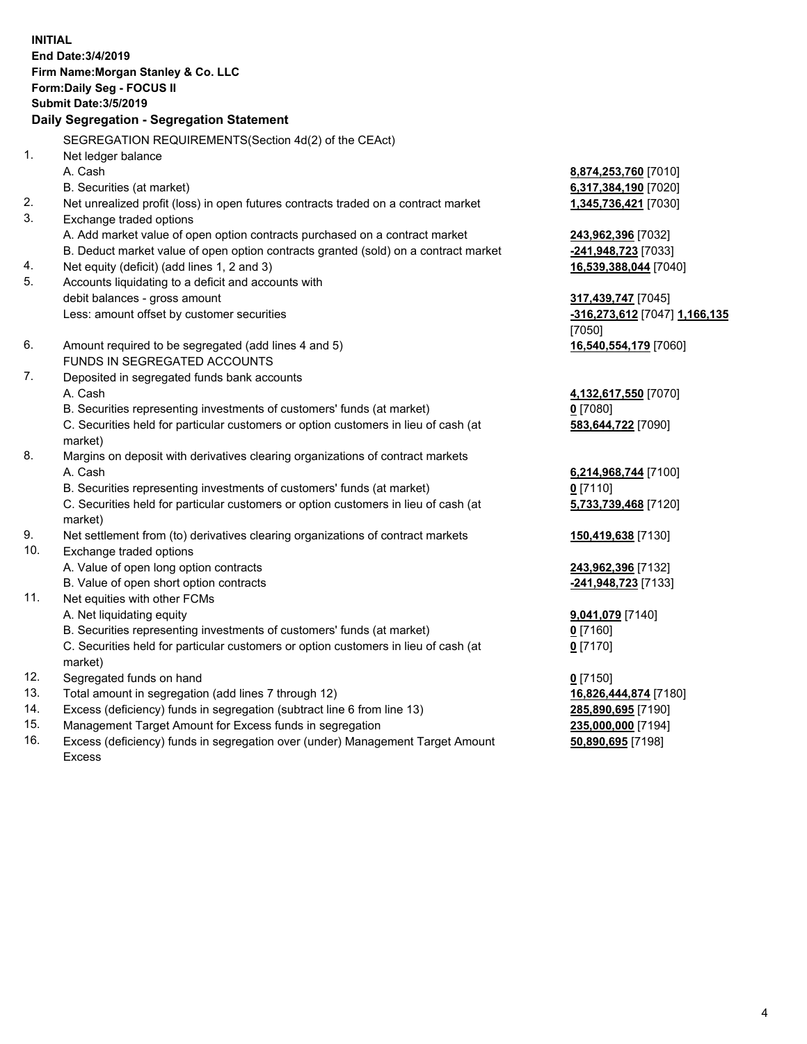**INITIAL**
**End Date:3/4/2019**
**Firm Name:Morgan Stanley & Co. LLC**
**Form:Daily Seg - FOCUS II**
**Submit Date:3/5/2019**

## Daily Segregation - Segregation Statement

SEGREGATION REQUIREMENTS(Section 4d(2) of the CEAct)

| | | |
|---|---|---|
| 1. | Net ledger balance | |
| | A. Cash | **8,874,253,760** [7010] |
| | B. Securities (at market) | **6,317,384,190** [7020] |
| 2. | Net unrealized profit (loss) in open futures contracts traded on a contract market | **1,345,736,421** [7030] |
| 3. | Exchange traded options | |
| | A. Add market value of open option contracts purchased on a contract market | **243,962,396** [7032] |
| | B. Deduct market value of open option contracts granted (sold) on a contract market | **-241,948,723** [7033] |
| 4. | Net equity (deficit) (add lines 1, 2 and 3) | **16,539,388,044** [7040] |
| 5. | Accounts liquidating to a deficit and accounts with debit balances - gross amount | **317,439,747** [7045] |
| | Less: amount offset by customer securities | **-316,273,612** [7047] **1,166,135** [7050] |
| 6. | Amount required to be segregated (add lines 4 and 5) | **16,540,554,179** [7060] |
| | FUNDS IN SEGREGATED ACCOUNTS | |
| 7. | Deposited in segregated funds bank accounts | |
| | A. Cash | **4,132,617,550** [7070] |
| | B. Securities representing investments of customers' funds (at market) | **0** [7080] |
| | C. Securities held for particular customers or option customers in lieu of cash (at market) | **583,644,722** [7090] |
| 8. | Margins on deposit with derivatives clearing organizations of contract markets | |
| | A. Cash | **6,214,968,744** [7100] |
| | B. Securities representing investments of customers' funds (at market) | **0** [7110] |
| | C. Securities held for particular customers or option customers in lieu of cash (at market) | **5,733,739,468** [7120] |
| 9. | Net settlement from (to) derivatives clearing organizations of contract markets | **150,419,638** [7130] |
| 10. | Exchange traded options | |
| | A. Value of open long option contracts | **243,962,396** [7132] |
| | B. Value of open short option contracts | **-241,948,723** [7133] |
| 11. | Net equities with other FCMs | |
| | A. Net liquidating equity | **9,041,079** [7140] |
| | B. Securities representing investments of customers' funds (at market) | **0** [7160] |
| | C. Securities held for particular customers or option customers in lieu of cash (at market) | **0** [7170] |
| 12. | Segregated funds on hand | **0** [7150] |
| 13. | Total amount in segregation (add lines 7 through 12) | **16,826,444,874** [7180] |
| 14. | Excess (deficiency) funds in segregation (subtract line 6 from line 13) | **285,890,695** [7190] |
| 15. | Management Target Amount for Excess funds in segregation | **235,000,000** [7194] |
| 16. | Excess (deficiency) funds in segregation over (under) Management Target Amount Excess | **50,890,695** [7198] |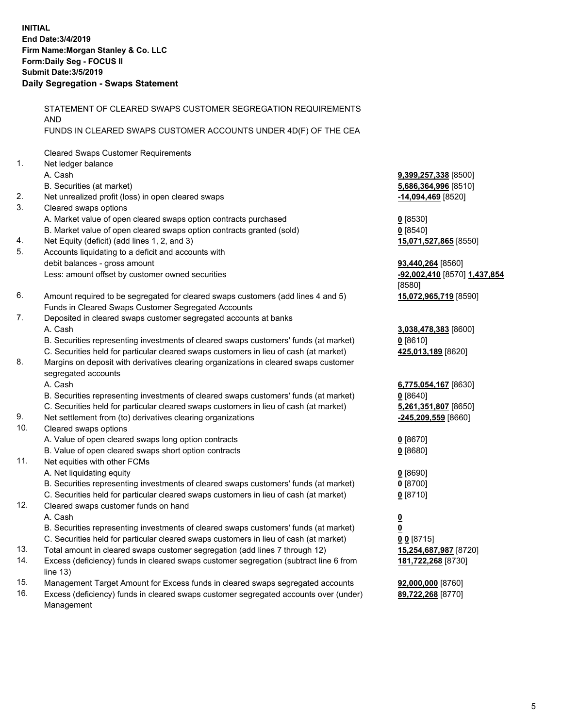**INITIAL**
**End Date:3/4/2019**
**Firm Name:Morgan Stanley & Co. LLC**
**Form:Daily Seg - FOCUS II**
**Submit Date:3/5/2019**
**Daily Segregation - Swaps Statement**

STATEMENT OF CLEARED SWAPS CUSTOMER SEGREGATION REQUIREMENTS AND FUNDS IN CLEARED SWAPS CUSTOMER ACCOUNTS UNDER 4D(F) OF THE CEA

| | | |
|---|---|---|
| | Cleared Swaps Customer Requirements | |
| 1. | Net ledger balance | |
| | A. Cash | **9,399,257,338** [8500] |
| | B. Securities (at market) | **5,686,364,996** [8510] |
| 2. | Net unrealized profit (loss) in open cleared swaps | **-14,094,469** [8520] |
| 3. | Cleared swaps options | |
| | A. Market value of open cleared swaps option contracts purchased | **0** [8530] |
| | B. Market value of open cleared swaps option contracts granted (sold) | **0** [8540] |
| 4. | Net Equity (deficit) (add lines 1, 2, and 3) | **15,071,527,865** [8550] |
| 5. | Accounts liquidating to a deficit and accounts with debit balances - gross amount | **93,440,264** [8560] |
| | Less: amount offset by customer owned securities | **-92,002,410** [8570] **1,437,854** [8580] |
| 6. | Amount required to be segregated for cleared swaps customers (add lines 4 and 5) | **15,072,965,719** [8590] |
| | Funds in Cleared Swaps Customer Segregated Accounts | |
| 7. | Deposited in cleared swaps customer segregated accounts at banks | |
| | A. Cash | **3,038,478,383** [8600] |
| | B. Securities representing investments of cleared swaps customers' funds (at market) | **0** [8610] |
| | C. Securities held for particular cleared swaps customers in lieu of cash (at market) | **425,013,189** [8620] |
| 8. | Margins on deposit with derivatives clearing organizations in cleared swaps customer segregated accounts | |
| | A. Cash | **6,775,054,167** [8630] |
| | B. Securities representing investments of cleared swaps customers' funds (at market) | **0** [8640] |
| | C. Securities held for particular cleared swaps customers in lieu of cash (at market) | **5,261,351,807** [8650] |
| 9. | Net settlement from (to) derivatives clearing organizations | **-245,209,559** [8660] |
| 10. | Cleared swaps options | |
| | A. Value of open cleared swaps long option contracts | **0** [8670] |
| | B. Value of open cleared swaps short option contracts | **0** [8680] |
| 11. | Net equities with other FCMs | |
| | A. Net liquidating equity | **0** [8690] |
| | B. Securities representing investments of cleared swaps customers' funds (at market) | **0** [8700] |
| | C. Securities held for particular cleared swaps customers in lieu of cash (at market) | **0** [8710] |
| 12. | Cleared swaps customer funds on hand | |
| | A. Cash | **0** |
| | B. Securities representing investments of cleared swaps customers' funds (at market) | **0** |
| | C. Securities held for particular cleared swaps customers in lieu of cash (at market) | **0** **0** [8715] |
| 13. | Total amount in cleared swaps customer segregation (add lines 7 through 12) | **15,254,687,987** [8720] |
| 14. | Excess (deficiency) funds in cleared swaps customer segregation (subtract line 6 from line 13) | **181,722,268** [8730] |
| 15. | Management Target Amount for Excess funds in cleared swaps segregated accounts | **92,000,000** [8760] |
| 16. | Excess (deficiency) funds in cleared swaps customer segregated accounts over (under) Management | **89,722,268** [8770] |